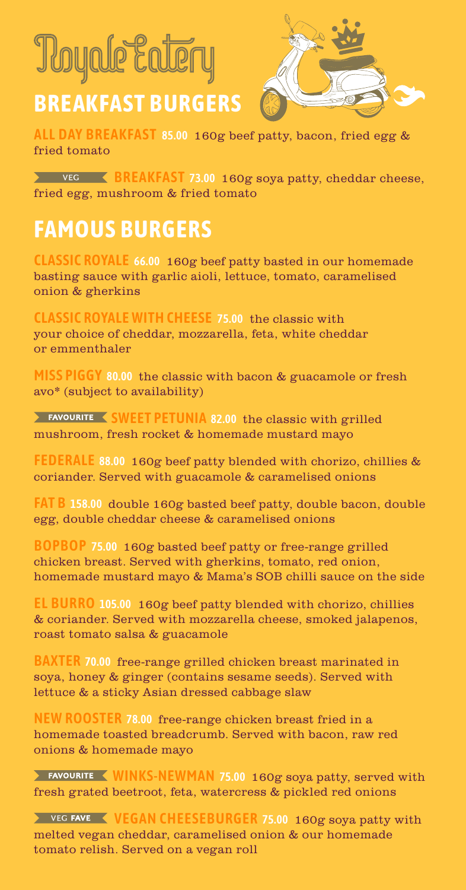# Royale Eatery

## BREAKFAST BURGERS

**ALL DAY BREAKFAST 85.00** 160g beef patty, bacon, fried egg & fried tomato

VEG **BREAKFAST 73.00** 160g soya patty, cheddar cheese, fried egg, mushroom & fried tomato

## FAMOUS BURGERS

**CLASSIC ROYALE 66.00** 160g beef patty basted in our homemade basting sauce with garlic aioli, lettuce, tomato, caramelised onion & gherkins

**CLASSIC ROYALE WITH CHEESE 75.00** the classic with your choice of cheddar, mozzarella, feta, white cheddar or emmenthaler

**MISS PIGGY 80.00** the classic with bacon & guacamole or fresh avo* (subject to availability)

FAVOURITE **SWEET PETUNIA 82.00** the classic with grilled mushroom, fresh rocket & homemade mustard mayo

**FEDERALE 88.00** 160g beef patty blended with chorizo, chillies & coriander. Served with guacamole & caramelised onions

**FAT B 158.00** double 160g basted beef patty, double bacon, double egg, double cheddar cheese & caramelised onions

**BOPBOP 75.00** 160g basted beef patty or free-range grilled chicken breast. Served with gherkins, tomato, red onion, homemade mustard mayo & Mama's SOB chilli sauce on the side

**EL BURRO 105.00** 160g beef patty blended with chorizo, chillies & coriander. Served with mozzarella cheese, smoked jalapenos, roast tomato salsa & guacamole

**BAXTER 70.00** free-range grilled chicken breast marinated in soya, honey & ginger (contains sesame seeds). Served with lettuce & a sticky Asian dressed cabbage slaw

**NEW ROOSTER 78.00** free-range chicken breast fried in a homemade toasted breadcrumb. Served with bacon, raw red onions & homemade mayo

FAVOURITE **WINKS-NEWMAN 75.00** 160g soya patty, served with fresh grated beetroot, feta, watercress & pickled red onions

VEG FAVE **VEGAN CHEESEBURGER 75.00** 160g soya patty with melted vegan cheddar, caramelised onion & our homemade tomato relish. Served on a vegan roll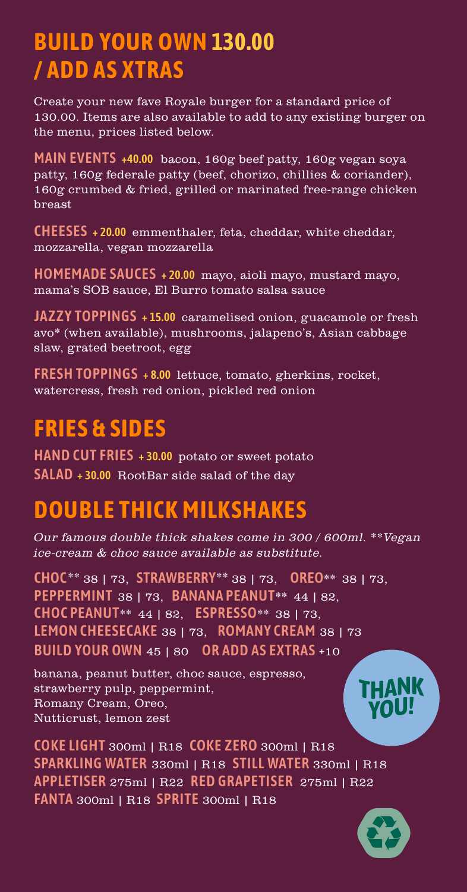## BUILD YOUR OWN 130.00 / ADD AS XTRAS

Create your new fave Royale burger for a standard price of 130.00. Items are also available to add to any existing burger on the menu, prices listed below.

**MAIN EVENTS +40.00** bacon, 160g beef patty, 160g vegan soya patty, 160g federale patty (beef, chorizo, chillies & coriander), 160g crumbed & fried, grilled or marinated free-range chicken breast

**CHEESES + 20.00** emmenthaler, feta, cheddar, white cheddar, mozzarella, vegan mozzarella

**HOMEMADE SAUCES + 20.00** mayo, aioli mayo, mustard mayo, mama's SOB sauce, El Burro tomato salsa sauce

**JAZZY TOPPINGS + 15.00** caramelised onion, guacamole or fresh avo* (when available), mushrooms, jalapeno's, Asian cabbage slaw, grated beetroot, egg

**FRESH TOPPINGS + 8.00** lettuce, tomato, gherkins, rocket, watercress, fresh red onion, pickled red onion

## FRIES & SIDES

**HAND CUT FRIES + 30.00** potato or sweet potato

**SALAD + 30.00** RootBar side salad of the day

## DOUBLE THICK MILKSHAKES

*Our famous double thick shakes come in 300 / 600ml. **Vegan ice-cream & choc sauce available as substitute.*

**CHOC**** 38 | 73, **STRAWBERRY**** 38 | 73, **OREO**** 38 | 73, **PEPPERMINT** 38 | 73, **BANANA PEANUT**** 44 | 82, **CHOC PEANUT**** 44 | 82, **ESPRESSO**** 38 | 73, **LEMON CHEESECAKE** 38 | 73, **ROMANY CREAM** 38 | 73

**BUILD YOUR OWN** 45 | 80 **OR ADD AS EXTRAS** +10

banana, peanut butter, choc sauce, espresso, strawberry pulp, peppermint, Romany Cream, Oreo, Nutticrust, lemon zest

THANK YOU!

**COKE LIGHT** 300ml | R18 **COKE ZERO** 300ml | R18
**SPARKLING WATER** 330ml | R18 **STILL WATER** 330ml | R18
**APPLETISER** 275ml | R22 **RED GRAPETISER** 275ml | R22
**FANTA** 300ml | R18 **SPRITE** 300ml | R18